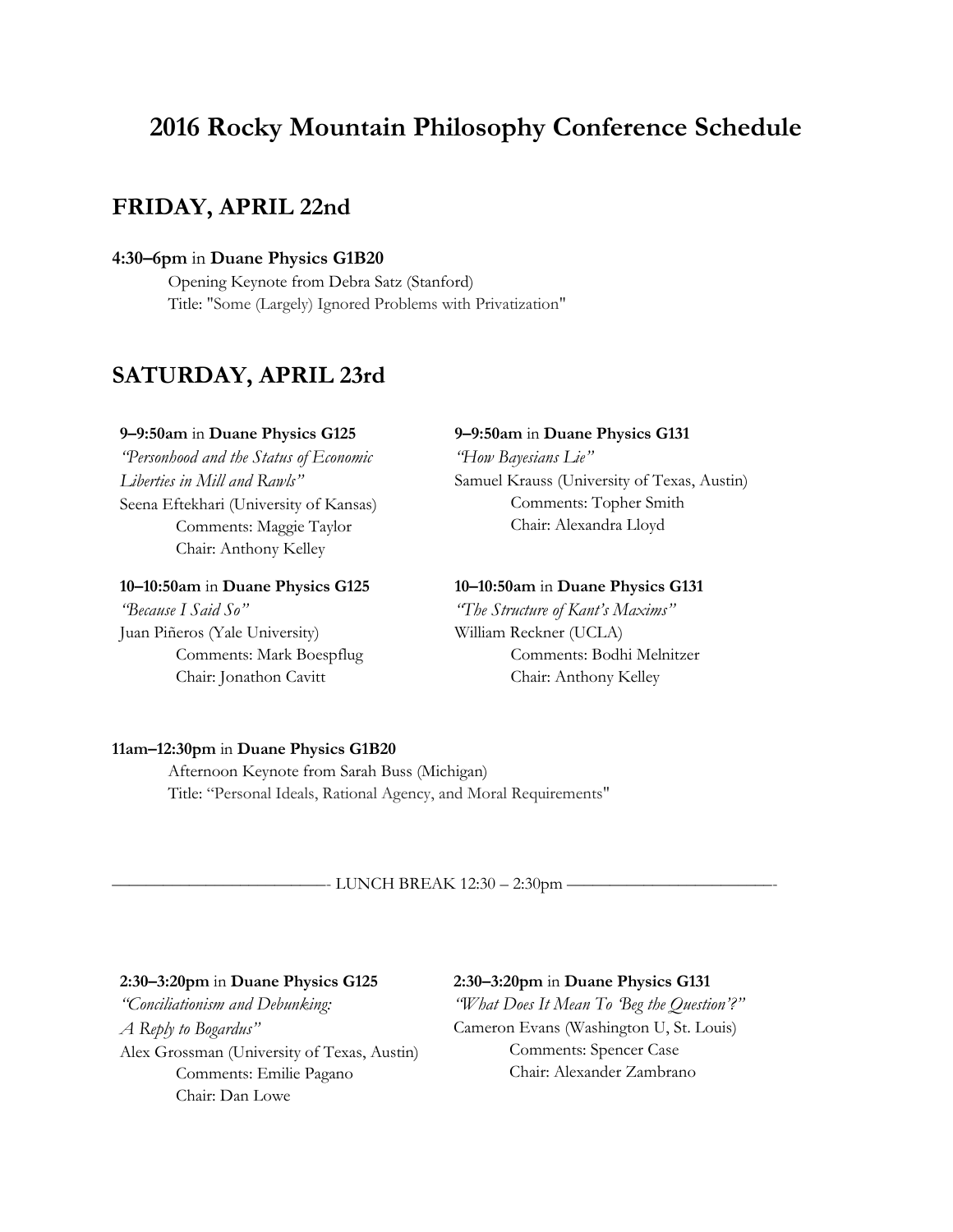# 2016 Rocky Mountain Philosophy Conference Schedule

## FRIDAY, APRIL 22nd

**4:30–6pm** in **Duane Physics G1B20**

Opening Keynote from Debra Satz (Stanford)
Title: "Some (Largely) Ignored Problems with Privatization"

## SATURDAY, APRIL 23rd

**9–9:50am** in **Duane Physics G125**

*"Personhood and the Status of Economic Liberties in Mill and Rawls"*
Seena Eftekhari (University of Kansas)
Comments: Maggie Taylor
Chair: Anthony Kelley

**9–9:50am** in **Duane Physics G131**

*"How Bayesians Lie"*
Samuel Krauss (University of Texas, Austin)
Comments: Topher Smith
Chair: Alexandra Lloyd

**10–10:50am** in **Duane Physics G125**

*"Because I Said So"*
Juan Piñeros (Yale University)
Comments: Mark Boespflug
Chair: Jonathon Cavitt

**10–10:50am** in **Duane Physics G131**

*"The Structure of Kant's Maxims"*
William Reckner (UCLA)
Comments: Bodhi Melnitzer
Chair: Anthony Kelley

**11am–12:30pm** in **Duane Physics G1B20**

Afternoon Keynote from Sarah Buss (Michigan)
Title: "Personal Ideals, Rational Agency, and Moral Requirements"

———————————- LUNCH BREAK 12:30 – 2:30pm ———————————-

**2:30–3:20pm** in **Duane Physics G125**

*"Conciliationism and Debunking: A Reply to Bogardus"*
Alex Grossman (University of Texas, Austin)
Comments: Emilie Pagano
Chair: Dan Lowe

**2:30–3:20pm** in **Duane Physics G131**

*"What Does It Mean To 'Beg the Question'?"*
Cameron Evans (Washington U, St. Louis)
Comments: Spencer Case
Chair: Alexander Zambrano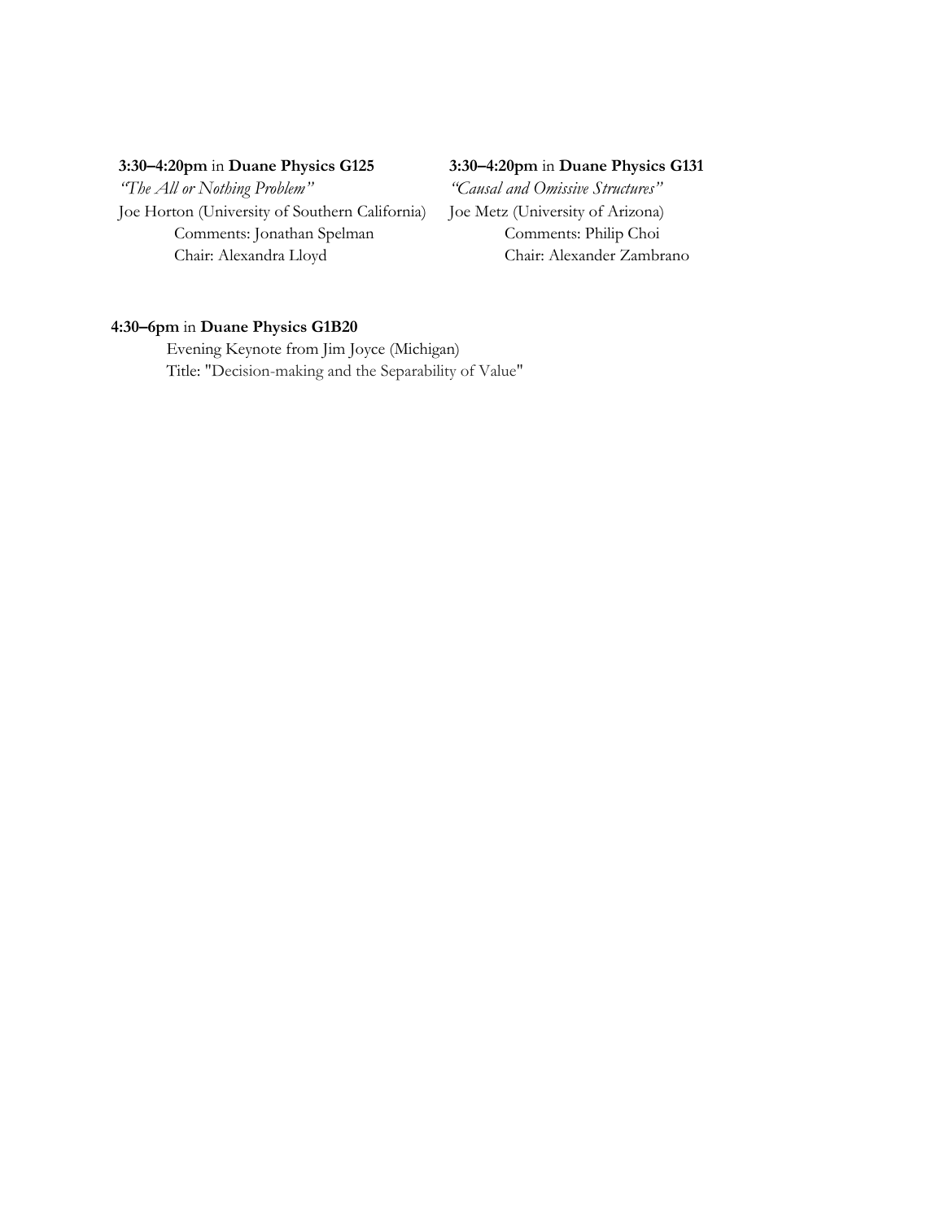**3:30–4:20pm** in **Duane Physics G125**

*"The All or Nothing Problem"*

Joe Horton (University of Southern California)

Comments: Jonathan Spelman

Chair: Alexandra Lloyd

**3:30–4:20pm** in **Duane Physics G131**

*"Causal and Omissive Structures"*

Joe Metz (University of Arizona)

Comments: Philip Choi

Chair: Alexander Zambrano

**4:30–6pm** in **Duane Physics G1B20**

Evening Keynote from Jim Joyce (Michigan)

Title: "Decision-making and the Separability of Value"